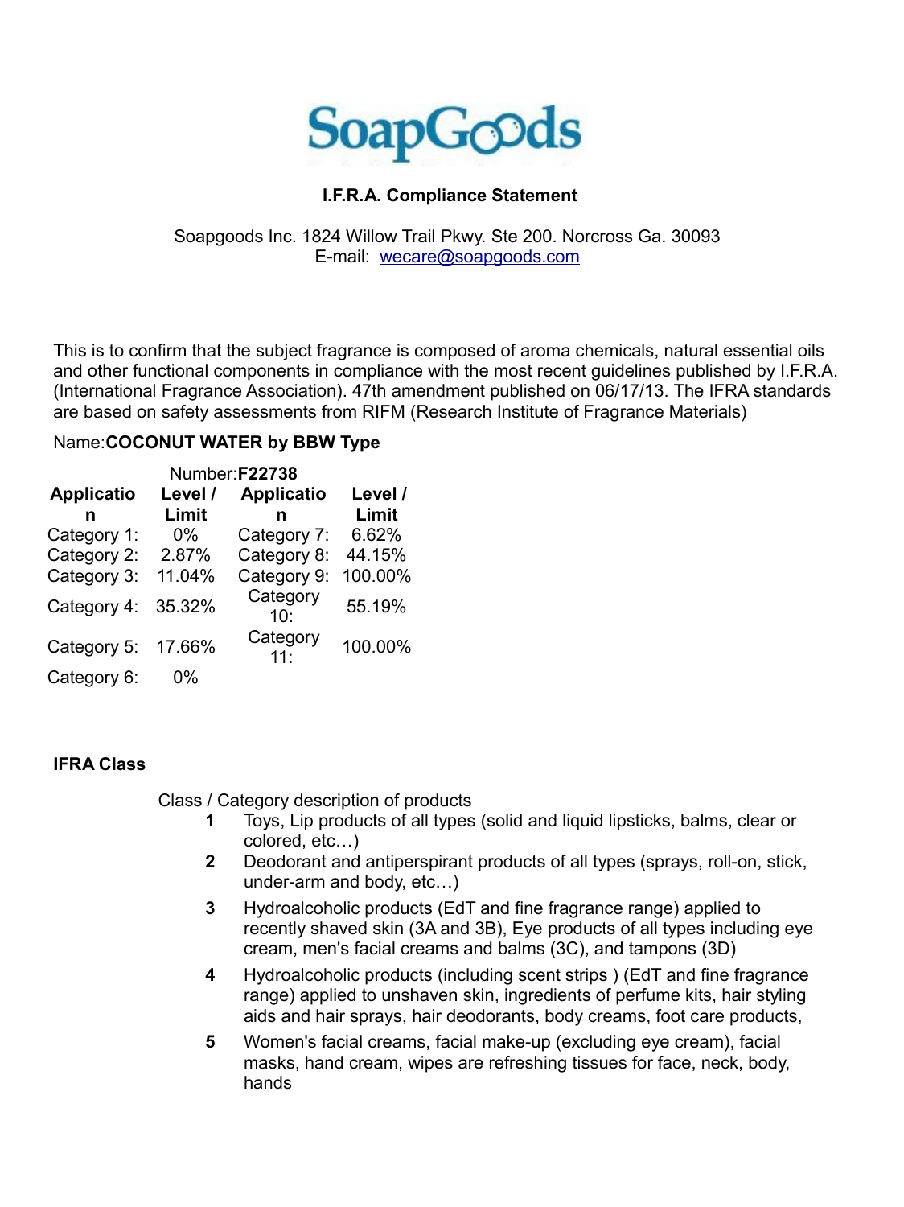# SoapGoods

**I.F.R.A. Compliance Statement**

Soapgoods Inc. 1824 Willow Trail Pkwy. Ste 200. Norcross Ga. 30093
E-mail: wecare@soapgoods.com

This is to confirm that the subject fragrance is composed of aroma chemicals, natural essential oils and other functional components in compliance with the most recent guidelines published by I.F.R.A. (International Fragrance Association). 47th amendment published on 06/17/13. The IFRA standards are based on safety assessments from RIFM (Research Institute of Fragrance Materials)

Name:**COCONUT WATER by BBW Type**

Number:**F22738**

| Application | Level / Limit | Application | Level / Limit |
|---|---|---|---|
| Category 1: | 0% | Category 7: | 6.62% |
| Category 2: | 2.87% | Category 8: | 44.15% |
| Category 3: | 11.04% | Category 9: | 100.00% |
| Category 4: | 35.32% | Category 10: | 55.19% |
| Category 5: | 17.66% | Category 11: | 100.00% |
| Category 6: | 0% | | |

**IFRA Class**

Class / Category description of products

1. Toys, Lip products of all types (solid and liquid lipsticks, balms, clear or colored, etc…)
2. Deodorant and antiperspirant products of all types (sprays, roll-on, stick, under-arm and body, etc…)
3. Hydroalcoholic products (EdT and fine fragrance range) applied to recently shaved skin (3A and 3B), Eye products of all types including eye cream, men's facial creams and balms (3C), and tampons (3D)
4. Hydroalcoholic products (including scent strips ) (EdT and fine fragrance range) applied to unshaven skin, ingredients of perfume kits, hair styling aids and hair sprays, hair deodorants, body creams, foot care products,
5. Women's facial creams, facial make-up (excluding eye cream), facial masks, hand cream, wipes are refreshing tissues for face, neck, body, hands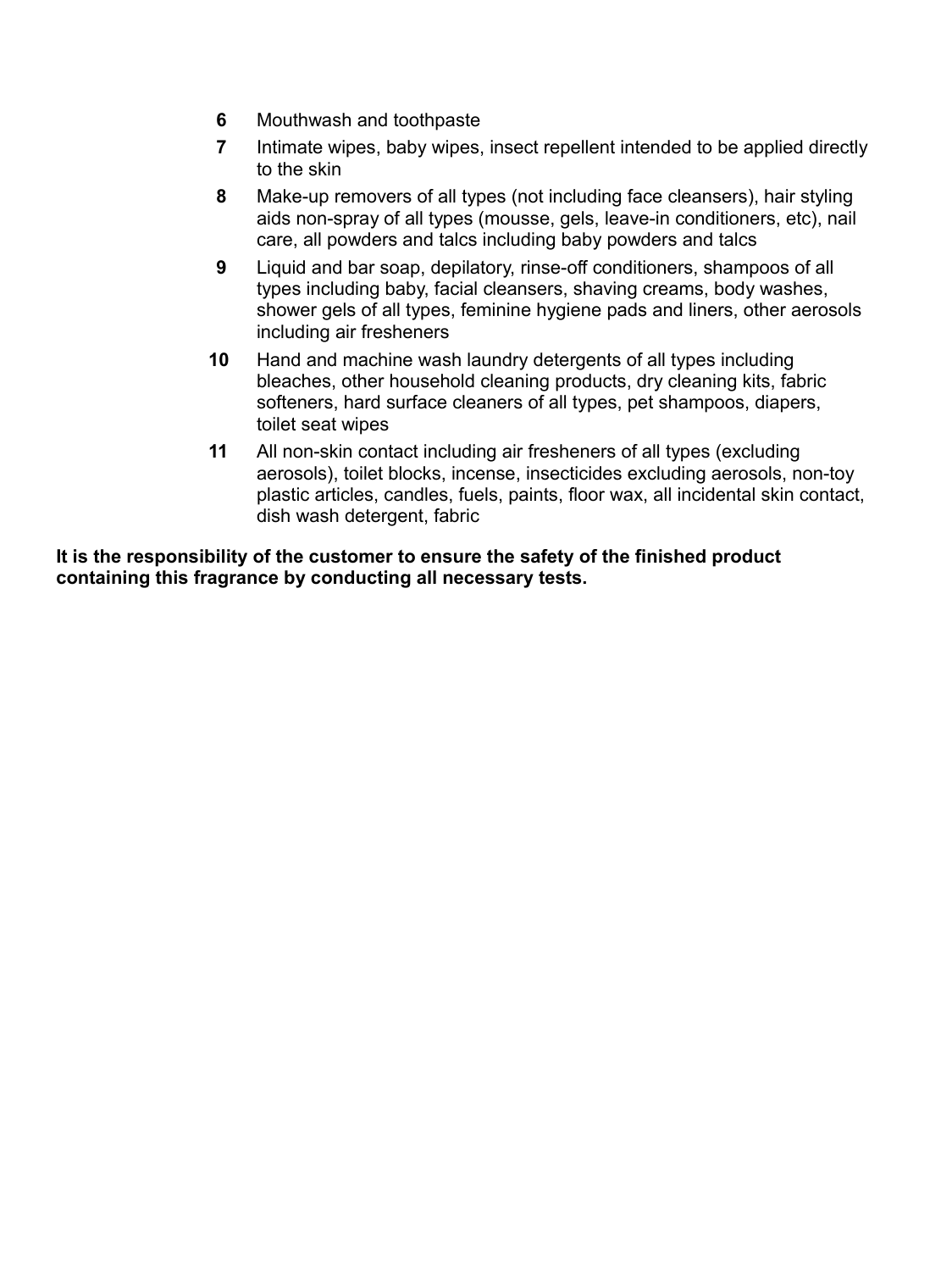| | |
|---|---|
| **6** | Mouthwash and toothpaste |
| **7** | Intimate wipes, baby wipes, insect repellent intended to be applied directly to the skin |
| **8** | Make-up removers of all types (not including face cleansers), hair styling aids non-spray of all types (mousse, gels, leave-in conditioners, etc), nail care, all powders and talcs including baby powders and talcs |
| **9** | Liquid and bar soap, depilatory, rinse-off conditioners, shampoos of all types including baby, facial cleansers, shaving creams, body washes, shower gels of all types, feminine hygiene pads and liners, other aerosols including air fresheners |
| **10** | Hand and machine wash laundry detergents of all types including bleaches, other household cleaning products, dry cleaning kits, fabric softeners, hard surface cleaners of all types, pet shampoos, diapers, toilet seat wipes |
| **11** | All non-skin contact including air fresheners of all types (excluding aerosols), toilet blocks, incense, insecticides excluding aerosols, non-toy plastic articles, candles, fuels, paints, floor wax, all incidental skin contact, dish wash detergent, fabric |

**It is the responsibility of the customer to ensure the safety of the finished product containing this fragrance by conducting all necessary tests.**